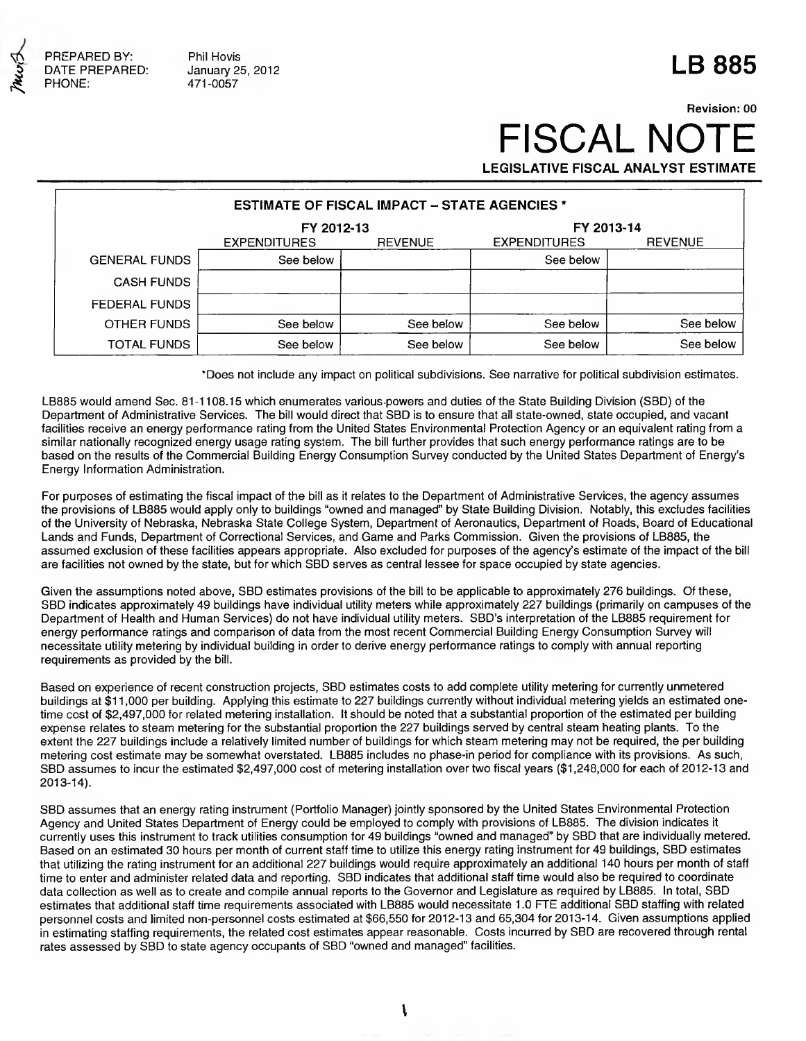PREPARED BY: Phil Hovis
DATE PREPARED: January 25, 2012
PHONE: 471-0057

# LB 885

Revision: 00

# FISCAL NOTE

**LEGISLATIVE FISCAL ANALYST ESTIMATE**

**ESTIMATE OF FISCAL IMPACT – STATE AGENCIES \***

| | FY 2012-13 | | FY 2013-14 | |
|---|---|---|---|---|
| | EXPENDITURES | REVENUE | EXPENDITURES | REVENUE |
| GENERAL FUNDS | See below | | See below | |
| CASH FUNDS | | | | |
| FEDERAL FUNDS | | | | |
| OTHER FUNDS | See below | See below | See below | See below |
| TOTAL FUNDS | See below | See below | See below | See below |

\*Does not include any impact on political subdivisions. See narrative for political subdivision estimates.

LB885 would amend Sec. 81-1108.15 which enumerates various powers and duties of the State Building Division (SBD) of the Department of Administrative Services. The bill would direct that SBD is to ensure that all state-owned, state occupied, and vacant facilities receive an energy performance rating from the United States Environmental Protection Agency or an equivalent rating from a similar nationally recognized energy usage rating system. The bill further provides that such energy performance ratings are to be based on the results of the Commercial Building Energy Consumption Survey conducted by the United States Department of Energy's Energy Information Administration.

For purposes of estimating the fiscal impact of the bill as it relates to the Department of Administrative Services, the agency assumes the provisions of LB885 would apply only to buildings "owned and managed" by State Building Division. Notably, this excludes facilities of the University of Nebraska, Nebraska State College System, Department of Aeronautics, Department of Roads, Board of Educational Lands and Funds, Department of Correctional Services, and Game and Parks Commission. Given the provisions of LB885, the assumed exclusion of these facilities appears appropriate. Also excluded for purposes of the agency's estimate of the impact of the bill are facilities not owned by the state, but for which SBD serves as central lessee for space occupied by state agencies.

Given the assumptions noted above, SBD estimates provisions of the bill to be applicable to approximately 276 buildings. Of these, SBD indicates approximately 49 buildings have individual utility meters while approximately 227 buildings (primarily on campuses of the Department of Health and Human Services) do not have individual utility meters. SBD's interpretation of the LB885 requirement for energy performance ratings and comparison of data from the most recent Commercial Building Energy Consumption Survey will necessitate utility metering by individual building in order to derive energy performance ratings to comply with annual reporting requirements as provided by the bill.

Based on experience of recent construction projects, SBD estimates costs to add complete utility metering for currently unmetered buildings at $11,000 per building. Applying this estimate to 227 buildings currently without individual metering yields an estimated one-time cost of $2,497,000 for related metering installation. It should be noted that a substantial proportion of the estimated per building expense relates to steam metering for the substantial proportion the 227 buildings served by central steam heating plants. To the extent the 227 buildings include a relatively limited number of buildings for which steam metering may not be required, the per building metering cost estimate may be somewhat overstated. LB885 includes no phase-in period for compliance with its provisions. As such, SBD assumes to incur the estimated $2,497,000 cost of metering installation over two fiscal years ($1,248,000 for each of 2012-13 and 2013-14).

SBD assumes that an energy rating instrument (Portfolio Manager) jointly sponsored by the United States Environmental Protection Agency and United States Department of Energy could be employed to comply with provisions of LB885. The division indicates it currently uses this instrument to track utilities consumption for 49 buildings "owned and managed" by SBD that are individually metered. Based on an estimated 30 hours per month of current staff time to utilize this energy rating instrument for 49 buildings, SBD estimates that utilizing the rating instrument for an additional 227 buildings would require approximately an additional 140 hours per month of staff time to enter and administer related data and reporting. SBD indicates that additional staff time would also be required to coordinate data collection as well as to create and compile annual reports to the Governor and Legislature as required by LB885. In total, SBD estimates that additional staff time requirements associated with LB885 would necessitate 1.0 FTE additional SBD staffing with related personnel costs and limited non-personnel costs estimated at $66,550 for 2012-13 and 65,304 for 2013-14. Given assumptions applied in estimating staffing requirements, the related cost estimates appear reasonable. Costs incurred by SBD are recovered through rental rates assessed by SBD to state agency occupants of SBD "owned and managed" facilities.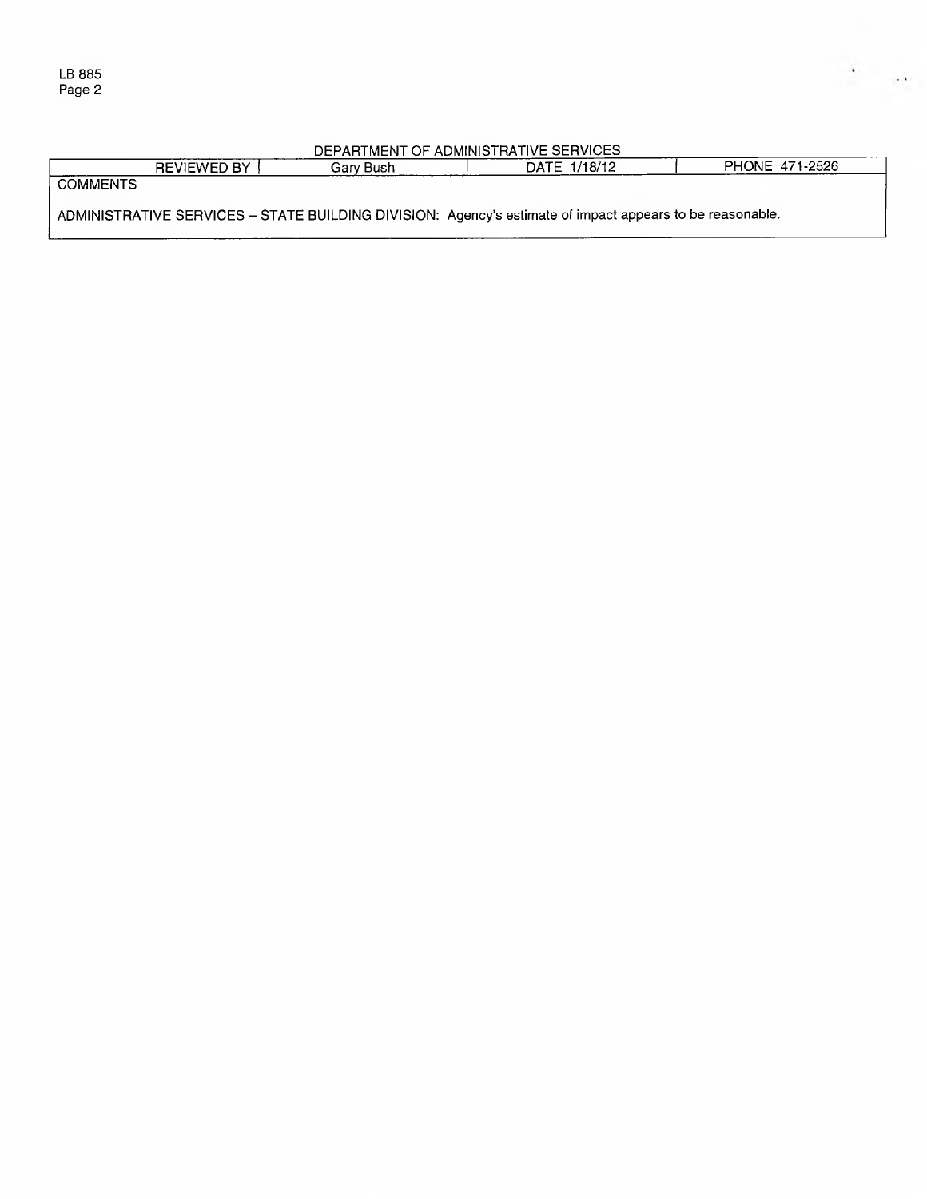LB 885
Page 2

DEPARTMENT OF ADMINISTRATIVE SERVICES

| REVIEWED BY | Gary Bush | DATE 1/18/12 | PHONE 471-2526 |
|---|---|---|---|

COMMENTS

ADMINISTRATIVE SERVICES – STATE BUILDING DIVISION: Agency's estimate of impact appears to be reasonable.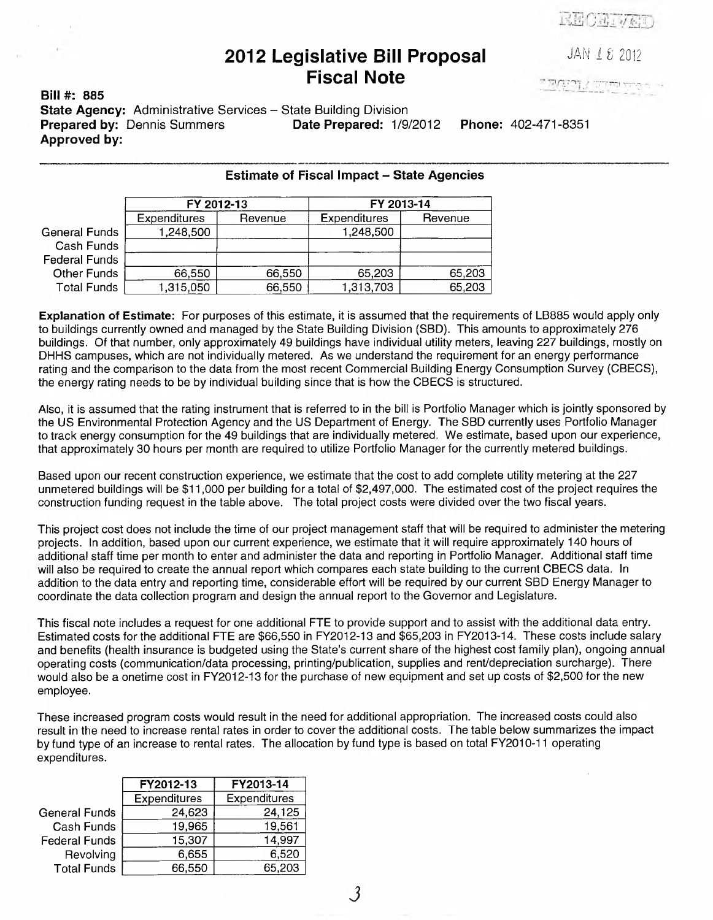# 2012 Legislative Bill Proposal
# Fiscal Note

RECEIVED

JAN 18 2012

**Bill #: 885**
**State Agency:** Administrative Services – State Building Division
**Prepared by:** Dennis Summers **Date Prepared:** 1/9/2012 **Phone:** 402-471-8351
**Approved by:**

### Estimate of Fiscal Impact – State Agencies

| | FY 2012-13 | | FY 2013-14 | |
|---|---|---|---|---|
| | Expenditures | Revenue | Expenditures | Revenue |
| General Funds | 1,248,500 | | 1,248,500 | |
| Cash Funds | | | | |
| Federal Funds | | | | |
| Other Funds | 66,550 | 66,550 | 65,203 | 65,203 |
| Total Funds | 1,315,050 | 66,550 | 1,313,703 | 65,203 |

**Explanation of Estimate:** For purposes of this estimate, it is assumed that the requirements of LB885 would apply only to buildings currently owned and managed by the State Building Division (SBD). This amounts to approximately 276 buildings. Of that number, only approximately 49 buildings have individual utility meters, leaving 227 buildings, mostly on DHHS campuses, which are not individually metered. As we understand the requirement for an energy performance rating and the comparison to the data from the most recent Commercial Building Energy Consumption Survey (CBECS), the energy rating needs to be by individual building since that is how the CBECS is structured.

Also, it is assumed that the rating instrument that is referred to in the bill is Portfolio Manager which is jointly sponsored by the US Environmental Protection Agency and the US Department of Energy. The SBD currently uses Portfolio Manager to track energy consumption for the 49 buildings that are individually metered. We estimate, based upon our experience, that approximately 30 hours per month are required to utilize Portfolio Manager for the currently metered buildings.

Based upon our recent construction experience, we estimate that the cost to add complete utility metering at the 227 unmetered buildings will be $11,000 per building for a total of $2,497,000. The estimated cost of the project requires the construction funding request in the table above. The total project costs were divided over the two fiscal years.

This project cost does not include the time of our project management staff that will be required to administer the metering projects. In addition, based upon our current experience, we estimate that it will require approximately 140 hours of additional staff time per month to enter and administer the data and reporting in Portfolio Manager. Additional staff time will also be required to create the annual report which compares each state building to the current CBECS data. In addition to the data entry and reporting time, considerable effort will be required by our current SBD Energy Manager to coordinate the data collection program and design the annual report to the Governor and Legislature.

This fiscal note includes a request for one additional FTE to provide support and to assist with the additional data entry. Estimated costs for the additional FTE are $66,550 in FY2012-13 and $65,203 in FY2013-14. These costs include salary and benefits (health insurance is budgeted using the State's current share of the highest cost family plan), ongoing annual operating costs (communication/data processing, printing/publication, supplies and rent/depreciation surcharge). There would also be a onetime cost in FY2012-13 for the purchase of new equipment and set up costs of $2,500 for the new employee.

These increased program costs would result in the need for additional appropriation. The increased costs could also result in the need to increase rental rates in order to cover the additional costs. The table below summarizes the impact by fund type of an increase to rental rates. The allocation by fund type is based on total FY2010-11 operating expenditures.

| | FY2012-13 | FY2013-14 |
|---|---|---|
| | Expenditures | Expenditures |
| General Funds | 24,623 | 24,125 |
| Cash Funds | 19,965 | 19,561 |
| Federal Funds | 15,307 | 14,997 |
| Revolving | 6,655 | 6,520 |
| Total Funds | 66,550 | 65,203 |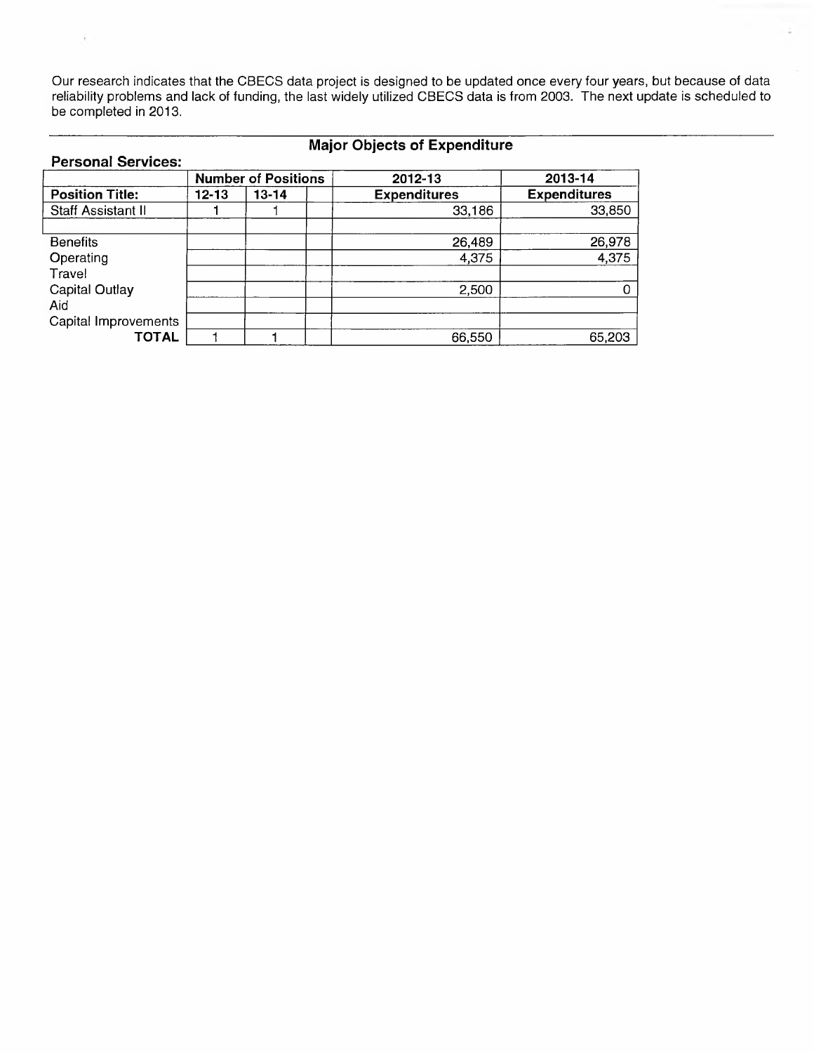Our research indicates that the CBECS data project is designed to be updated once every four years, but because of data reliability problems and lack of funding, the last widely utilized CBECS data is from 2003. The next update is scheduled to be completed in 2013.

## Major Objects of Expenditure

**Personal Services:**

| | Number of Positions | | | 2012-13 | 2013-14 |
|---|---|---|---|---|---|
| **Position Title:** | **12-13** | **13-14** | | **Expenditures** | **Expenditures** |
| Staff Assistant II | 1 | 1 | | 33,186 | 33,850 |
| | | | | | |
| Benefits | | | | 26,489 | 26,978 |
| Operating | | | | 4,375 | 4,375 |
| Travel | | | | | |
| Capital Outlay | | | | 2,500 | 0 |
| Aid | | | | | |
| Capital Improvements | | | | | |
| **TOTAL** | 1 | 1 | | 66,550 | 65,203 |